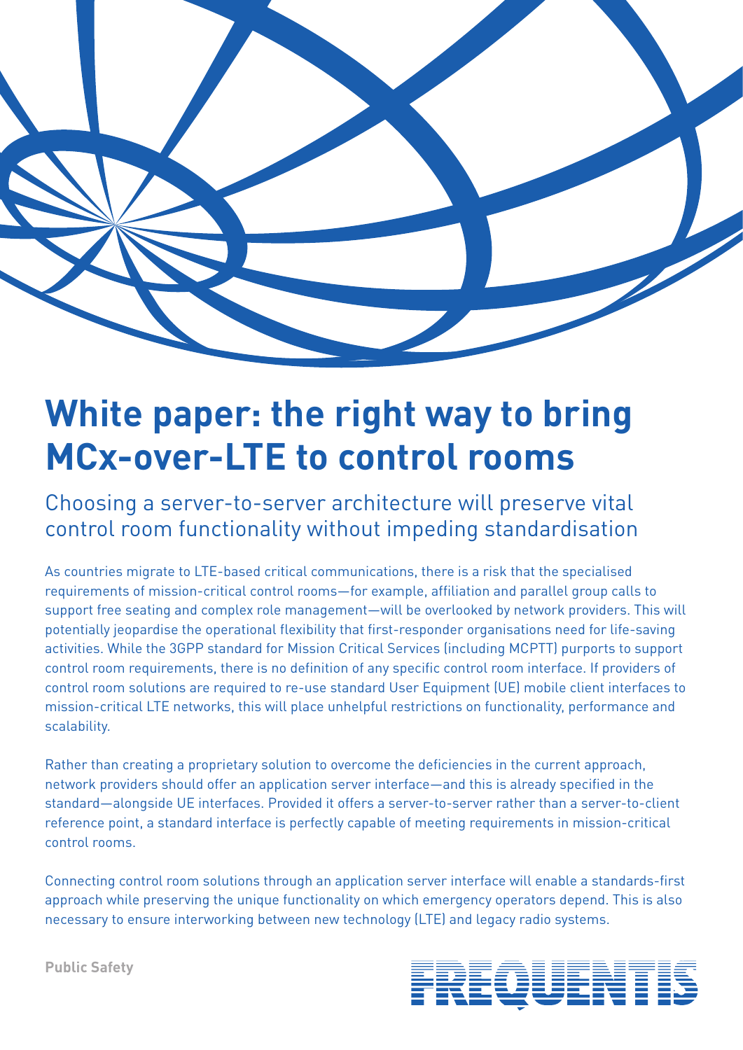# White paper: the right way to bring MCx-over-LTE to control rooms

## Choosing a server-to-server architecture will preserve vital control room functionality without impeding standardisation

As countries migrate to LTE-based critical communications, there is a risk that the specialised requirements of mission-critical control rooms—for example, affiliation and parallel group calls to support free seating and complex role management—will be overlooked by network providers. This will potentially jeopardise the operational flexibility that first-responder organisations need for life-saving activities. While the 3GPP standard for Mission Critical Services (including MCPTT) purports to support control room requirements, there is no definition of any specific control room interface. If providers of control room solutions are required to re-use standard User Equipment (UE) mobile client interfaces to mission-critical LTE networks, this will place unhelpful restrictions on functionality, performance and scalability.

Rather than creating a proprietary solution to overcome the deficiencies in the current approach, network providers should offer an application server interface—and this is already specified in the standard—alongside UE interfaces. Provided it offers a server-to-server rather than a server-to-client reference point, a standard interface is perfectly capable of meeting requirements in mission-critical control rooms.

Connecting control room solutions through an application server interface will enable a standards-first approach while preserving the unique functionality on which emergency operators depend. This is also necessary to ensure interworking between new technology (LTE) and legacy radio systems.

**Public Safety**

FREQUENTIS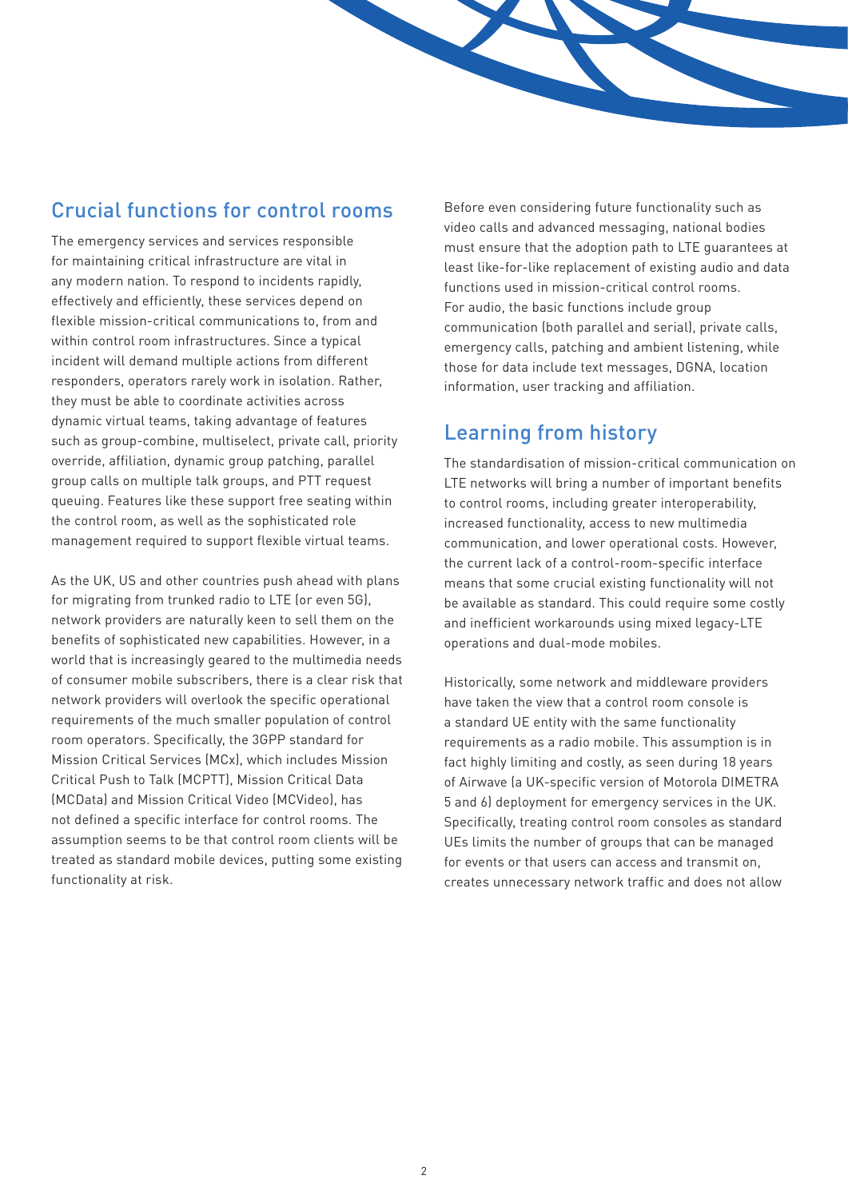## Crucial functions for control rooms

The emergency services and services responsible for maintaining critical infrastructure are vital in any modern nation. To respond to incidents rapidly, effectively and efficiently, these services depend on flexible mission-critical communications to, from and within control room infrastructures. Since a typical incident will demand multiple actions from different responders, operators rarely work in isolation. Rather, they must be able to coordinate activities across dynamic virtual teams, taking advantage of features such as group-combine, multiselect, private call, priority override, affiliation, dynamic group patching, parallel group calls on multiple talk groups, and PTT request queuing. Features like these support free seating within the control room, as well as the sophisticated role management required to support flexible virtual teams.

As the UK, US and other countries push ahead with plans for migrating from trunked radio to LTE (or even 5G), network providers are naturally keen to sell them on the benefits of sophisticated new capabilities. However, in a world that is increasingly geared to the multimedia needs of consumer mobile subscribers, there is a clear risk that network providers will overlook the specific operational requirements of the much smaller population of control room operators. Specifically, the 3GPP standard for Mission Critical Services (MCx), which includes Mission Critical Push to Talk (MCPTT), Mission Critical Data (MCData) and Mission Critical Video (MCVideo), has not defined a specific interface for control rooms. The assumption seems to be that control room clients will be treated as standard mobile devices, putting some existing functionality at risk.

Before even considering future functionality such as video calls and advanced messaging, national bodies must ensure that the adoption path to LTE guarantees at least like-for-like replacement of existing audio and data functions used in mission-critical control rooms. For audio, the basic functions include group communication (both parallel and serial), private calls, emergency calls, patching and ambient listening, while those for data include text messages, DGNA, location information, user tracking and affiliation.

## Learning from history

The standardisation of mission-critical communication on LTE networks will bring a number of important benefits to control rooms, including greater interoperability, increased functionality, access to new multimedia communication, and lower operational costs. However, the current lack of a control-room-specific interface means that some crucial existing functionality will not be available as standard. This could require some costly and inefficient workarounds using mixed legacy-LTE operations and dual-mode mobiles.

Historically, some network and middleware providers have taken the view that a control room console is a standard UE entity with the same functionality requirements as a radio mobile. This assumption is in fact highly limiting and costly, as seen during 18 years of Airwave (a UK-specific version of Motorola DIMETRA 5 and 6) deployment for emergency services in the UK. Specifically, treating control room consoles as standard UEs limits the number of groups that can be managed for events or that users can access and transmit on, creates unnecessary network traffic and does not allow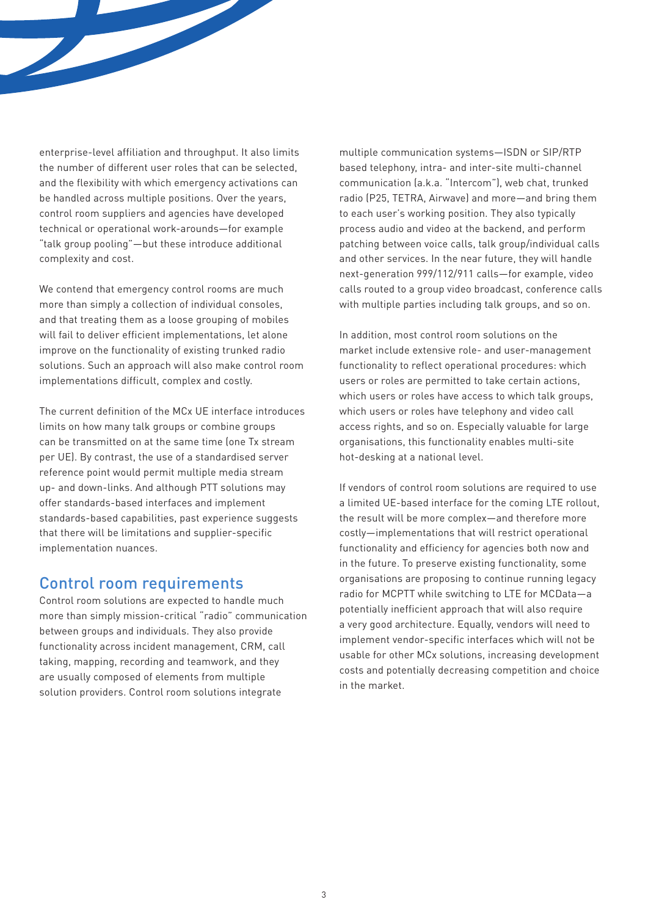enterprise-level affiliation and throughput. It also limits the number of different user roles that can be selected, and the flexibility with which emergency activations can be handled across multiple positions. Over the years, control room suppliers and agencies have developed technical or operational work-arounds—for example "talk group pooling"—but these introduce additional complexity and cost.

We contend that emergency control rooms are much more than simply a collection of individual consoles, and that treating them as a loose grouping of mobiles will fail to deliver efficient implementations, let alone improve on the functionality of existing trunked radio solutions. Such an approach will also make control room implementations difficult, complex and costly.

The current definition of the MCx UE interface introduces limits on how many talk groups or combine groups can be transmitted on at the same time (one Tx stream per UE). By contrast, the use of a standardised server reference point would permit multiple media stream up- and down-links. And although PTT solutions may offer standards-based interfaces and implement standards-based capabilities, past experience suggests that there will be limitations and supplier-specific implementation nuances.

## Control room requirements

Control room solutions are expected to handle much more than simply mission-critical "radio" communication between groups and individuals. They also provide functionality across incident management, CRM, call taking, mapping, recording and teamwork, and they are usually composed of elements from multiple solution providers. Control room solutions integrate multiple communication systems—ISDN or SIP/RTP based telephony, intra- and inter-site multi-channel communication (a.k.a. "Intercom"), web chat, trunked radio (P25, TETRA, Airwave) and more—and bring them to each user's working position. They also typically process audio and video at the backend, and perform patching between voice calls, talk group/individual calls and other services. In the near future, they will handle next-generation 999/112/911 calls—for example, video calls routed to a group video broadcast, conference calls with multiple parties including talk groups, and so on.

In addition, most control room solutions on the market include extensive role- and user-management functionality to reflect operational procedures: which users or roles are permitted to take certain actions, which users or roles have access to which talk groups, which users or roles have telephony and video call access rights, and so on. Especially valuable for large organisations, this functionality enables multi-site hot-desking at a national level.

If vendors of control room solutions are required to use a limited UE-based interface for the coming LTE rollout, the result will be more complex—and therefore more costly—implementations that will restrict operational functionality and efficiency for agencies both now and in the future. To preserve existing functionality, some organisations are proposing to continue running legacy radio for MCPTT while switching to LTE for MCData—a potentially inefficient approach that will also require a very good architecture. Equally, vendors will need to implement vendor-specific interfaces which will not be usable for other MCx solutions, increasing development costs and potentially decreasing competition and choice in the market.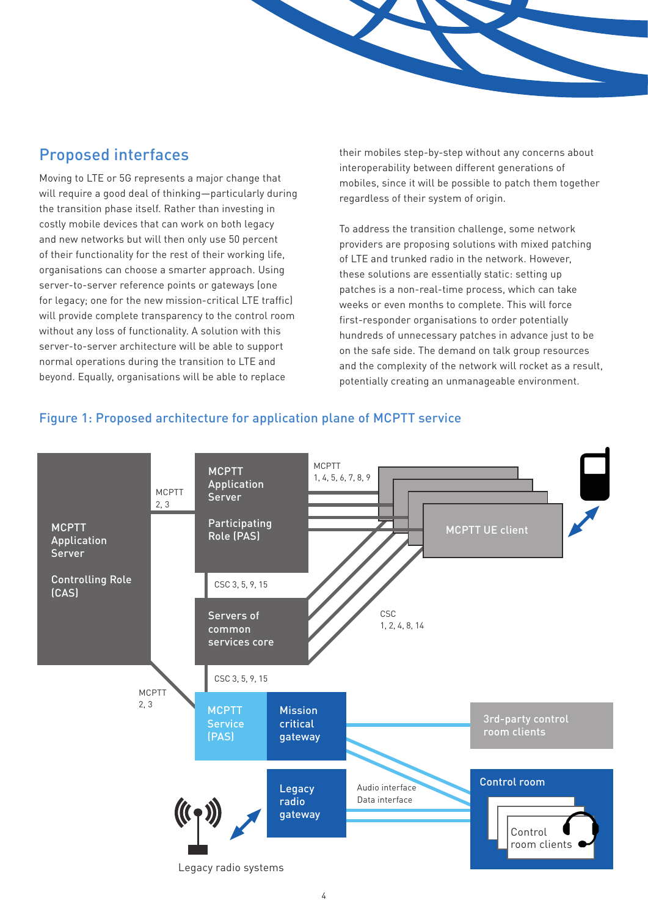## Proposed interfaces

Moving to LTE or 5G represents a major change that will require a good deal of thinking—particularly during the transition phase itself. Rather than investing in costly mobile devices that can work on both legacy and new networks but will then only use 50 percent of their functionality for the rest of their working life, organisations can choose a smarter approach. Using server-to-server reference points or gateways (one for legacy; one for the new mission-critical LTE traffic) will provide complete transparency to the control room without any loss of functionality. A solution with this server-to-server architecture will be able to support normal operations during the transition to LTE and beyond. Equally, organisations will be able to replace their mobiles step-by-step without any concerns about interoperability between different generations of mobiles, since it will be possible to patch them together regardless of their system of origin.

To address the transition challenge, some network providers are proposing solutions with mixed patching of LTE and trunked radio in the network. However, these solutions are essentially static: setting up patches is a non-real-time process, which can take weeks or even months to complete. This will force first-responder organisations to order potentially hundreds of unnecessary patches in advance just to be on the safe side. The demand on talk group resources and the complexity of the network will rocket as a result, potentially creating an unmanageable environment.

### Figure 1: Proposed architecture for application plane of MCPTT service

MCPTT Application Server — Controlling Role (CAS)

MCPTT 2, 3

MCPTT Application Server — Participating Role (PAS)

MCPTT 1, 4, 5, 6, 7, 8, 9

MCPTT UE client

CSC 3, 5, 9, 15

Servers of common services core

CSC 1, 2, 4, 8, 14

CSC 3, 5, 9, 15

MCPTT 2, 3

MCPTT Service (PAS)

Mission critical gateway

3rd-party control room clients

Legacy radio gateway

Audio interface

Data interface

Control room

Control room clients

Legacy radio systems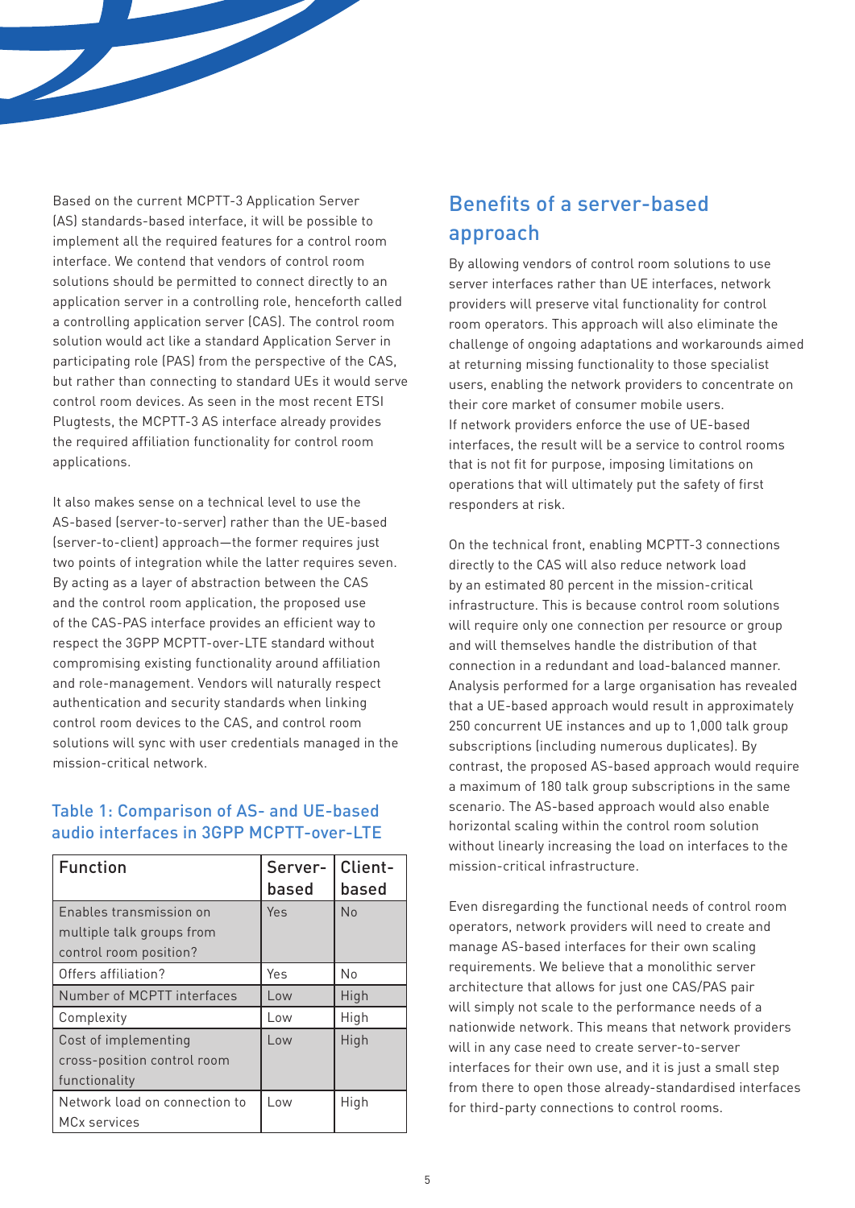Based on the current MCPTT-3 Application Server (AS) standards-based interface, it will be possible to implement all the required features for a control room interface. We contend that vendors of control room solutions should be permitted to connect directly to an application server in a controlling role, henceforth called a controlling application server (CAS). The control room solution would act like a standard Application Server in participating role (PAS) from the perspective of the CAS, but rather than connecting to standard UEs it would serve control room devices. As seen in the most recent ETSI Plugtests, the MCPTT-3 AS interface already provides the required affiliation functionality for control room applications.

It also makes sense on a technical level to use the AS-based (server-to-server) rather than the UE-based (server-to-client) approach—the former requires just two points of integration while the latter requires seven. By acting as a layer of abstraction between the CAS and the control room application, the proposed use of the CAS-PAS interface provides an efficient way to respect the 3GPP MCPTT-over-LTE standard without compromising existing functionality around affiliation and role-management. Vendors will naturally respect authentication and security standards when linking control room devices to the CAS, and control room solutions will sync with user credentials managed in the mission-critical network.

### Table 1: Comparison of AS- and UE-based audio interfaces in 3GPP MCPTT-over-LTE

| Function | Server-based | Client-based |
|---|---|---|
| Enables transmission on multiple talk groups from control room position? | Yes | No |
| Offers affiliation? | Yes | No |
| Number of MCPTT interfaces | Low | High |
| Complexity | Low | High |
| Cost of implementing cross-position control room functionality | Low | High |
| Network load on connection to MCx services | Low | High |

## Benefits of a server-based approach

By allowing vendors of control room solutions to use server interfaces rather than UE interfaces, network providers will preserve vital functionality for control room operators. This approach will also eliminate the challenge of ongoing adaptations and workarounds aimed at returning missing functionality to those specialist users, enabling the network providers to concentrate on their core market of consumer mobile users.
If network providers enforce the use of UE-based interfaces, the result will be a service to control rooms that is not fit for purpose, imposing limitations on operations that will ultimately put the safety of first responders at risk.

On the technical front, enabling MCPTT-3 connections directly to the CAS will also reduce network load by an estimated 80 percent in the mission-critical infrastructure. This is because control room solutions will require only one connection per resource or group and will themselves handle the distribution of that connection in a redundant and load-balanced manner. Analysis performed for a large organisation has revealed that a UE-based approach would result in approximately 250 concurrent UE instances and up to 1,000 talk group subscriptions (including numerous duplicates). By contrast, the proposed AS-based approach would require a maximum of 180 talk group subscriptions in the same scenario. The AS-based approach would also enable horizontal scaling within the control room solution without linearly increasing the load on interfaces to the mission-critical infrastructure.

Even disregarding the functional needs of control room operators, network providers will need to create and manage AS-based interfaces for their own scaling requirements. We believe that a monolithic server architecture that allows for just one CAS/PAS pair will simply not scale to the performance needs of a nationwide network. This means that network providers will in any case need to create server-to-server interfaces for their own use, and it is just a small step from there to open those already-standardised interfaces for third-party connections to control rooms.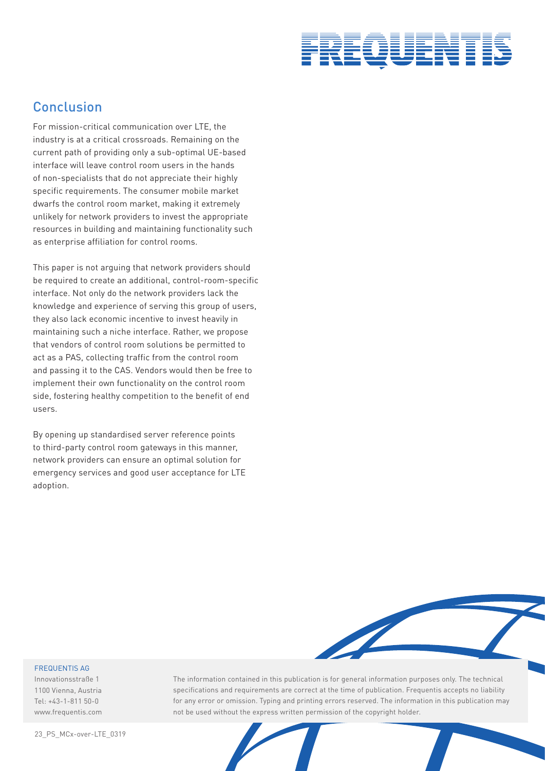## Conclusion

For mission-critical communication over LTE, the industry is at a critical crossroads. Remaining on the current path of providing only a sub-optimal UE-based interface will leave control room users in the hands of non-specialists that do not appreciate their highly specific requirements. The consumer mobile market dwarfs the control room market, making it extremely unlikely for network providers to invest the appropriate resources in building and maintaining functionality such as enterprise affiliation for control rooms.

This paper is not arguing that network providers should be required to create an additional, control-room-specific interface. Not only do the network providers lack the knowledge and experience of serving this group of users, they also lack economic incentive to invest heavily in maintaining such a niche interface. Rather, we propose that vendors of control room solutions be permitted to act as a PAS, collecting traffic from the control room and passing it to the CAS. Vendors would then be free to implement their own functionality on the control room side, fostering healthy competition to the benefit of end users.

By opening up standardised server reference points to third-party control room gateways in this manner, network providers can ensure an optimal solution for emergency services and good user acceptance for LTE adoption.

FREQUENTIS AG
Innovationsstraße 1
1100 Vienna, Austria
Tel: +43-1-811 50-0
www.frequentis.com

The information contained in this publication is for general information purposes only. The technical specifications and requirements are correct at the time of publication. Frequentis accepts no liability for any error or omission. Typing and printing errors reserved. The information in this publication may not be used without the express written permission of the copyright holder.

23_PS_MCx-over-LTE_0319